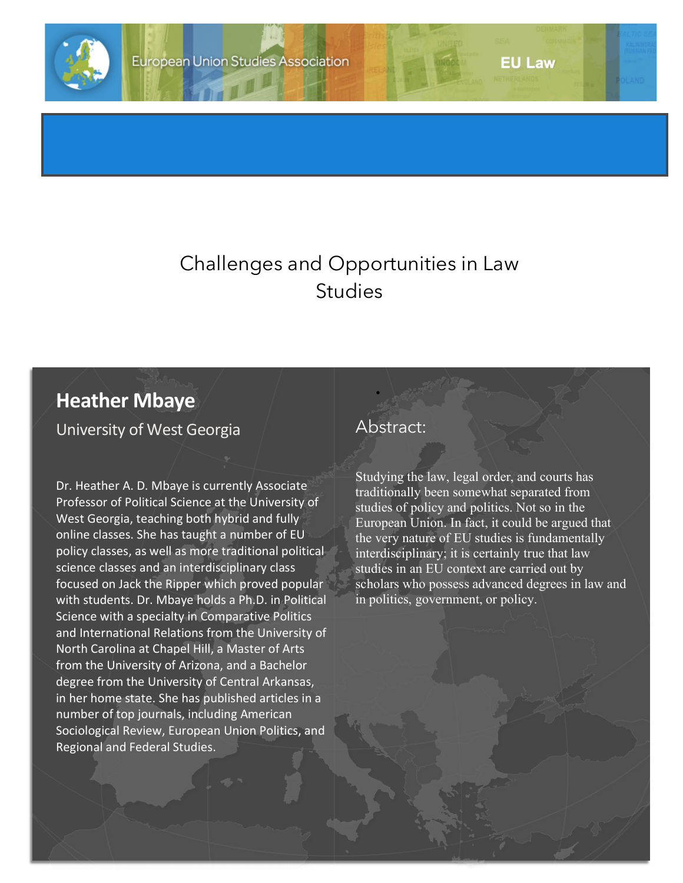European Union Studies Association

EU Law

# Challenges and Opportunities in Law Studies

## Heather Mbaye

University of West Georgia

Dr. Heather A. D. Mbaye is currently Associate Professor of Political Science at the University of West Georgia, teaching both hybrid and fully online classes. She has taught a number of EU policy classes, as well as more traditional political science classes and an interdisciplinary class focused on Jack the Ripper which proved popular with students. Dr. Mbaye holds a Ph.D. in Political Science with a specialty in Comparative Politics and International Relations from the University of North Carolina at Chapel Hill, a Master of Arts from the University of Arizona, and a Bachelor degree from the University of Central Arkansas, in her home state. She has published articles in a number of top journals, including American Sociological Review, European Union Politics, and Regional and Federal Studies.

## Abstract:

Studying the law, legal order, and courts has traditionally been somewhat separated from studies of policy and politics. Not so in the European Union. In fact, it could be argued that the very nature of EU studies is fundamentally interdisciplinary; it is certainly true that law studies in an EU context are carried out by scholars who possess advanced degrees in law and in politics, government, or policy.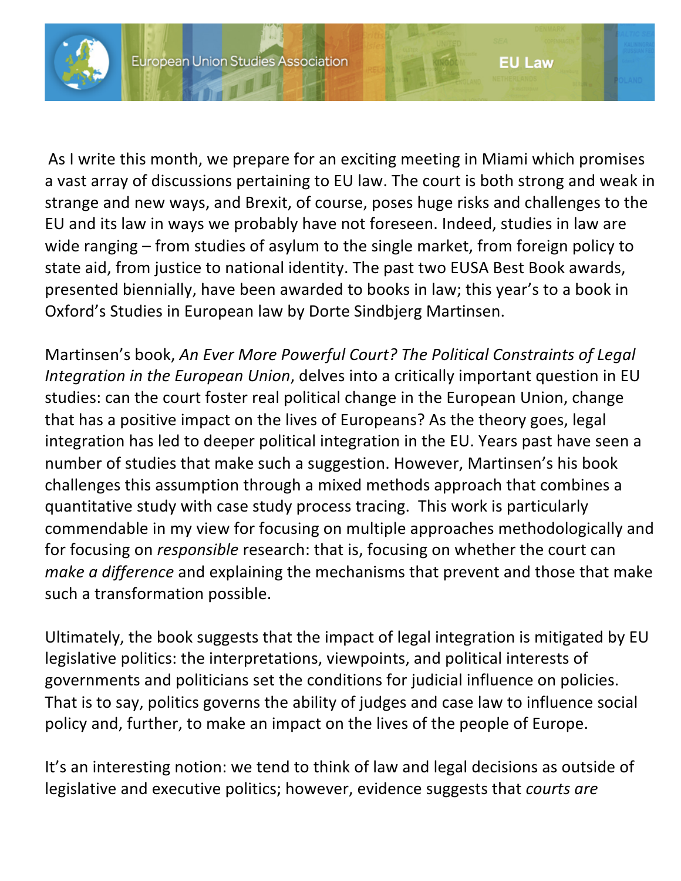As I write this month, we prepare for an exciting meeting in Miami which promises a vast array of discussions pertaining to EU law. The court is both strong and weak in strange and new ways, and Brexit, of course, poses huge risks and challenges to the EU and its law in ways we probably have not foreseen. Indeed, studies in law are wide ranging – from studies of asylum to the single market, from foreign policy to state aid, from justice to national identity. The past two EUSA Best Book awards, presented biennially, have been awarded to books in law; this year's to a book in Oxford's Studies in European law by Dorte Sindbjerg Martinsen.

Martinsen's book, *An Ever More Powerful Court? The Political Constraints of Legal Integration in the European Union*, delves into a critically important question in EU studies: can the court foster real political change in the European Union, change that has a positive impact on the lives of Europeans? As the theory goes, legal integration has led to deeper political integration in the EU. Years past have seen a number of studies that make such a suggestion. However, Martinsen's his book challenges this assumption through a mixed methods approach that combines a quantitative study with case study process tracing. This work is particularly commendable in my view for focusing on multiple approaches methodologically and for focusing on *responsible* research: that is, focusing on whether the court can *make a difference* and explaining the mechanisms that prevent and those that make such a transformation possible.

Ultimately, the book suggests that the impact of legal integration is mitigated by EU legislative politics: the interpretations, viewpoints, and political interests of governments and politicians set the conditions for judicial influence on policies. That is to say, politics governs the ability of judges and case law to influence social policy and, further, to make an impact on the lives of the people of Europe.

It's an interesting notion: we tend to think of law and legal decisions as outside of legislative and executive politics; however, evidence suggests that *courts are*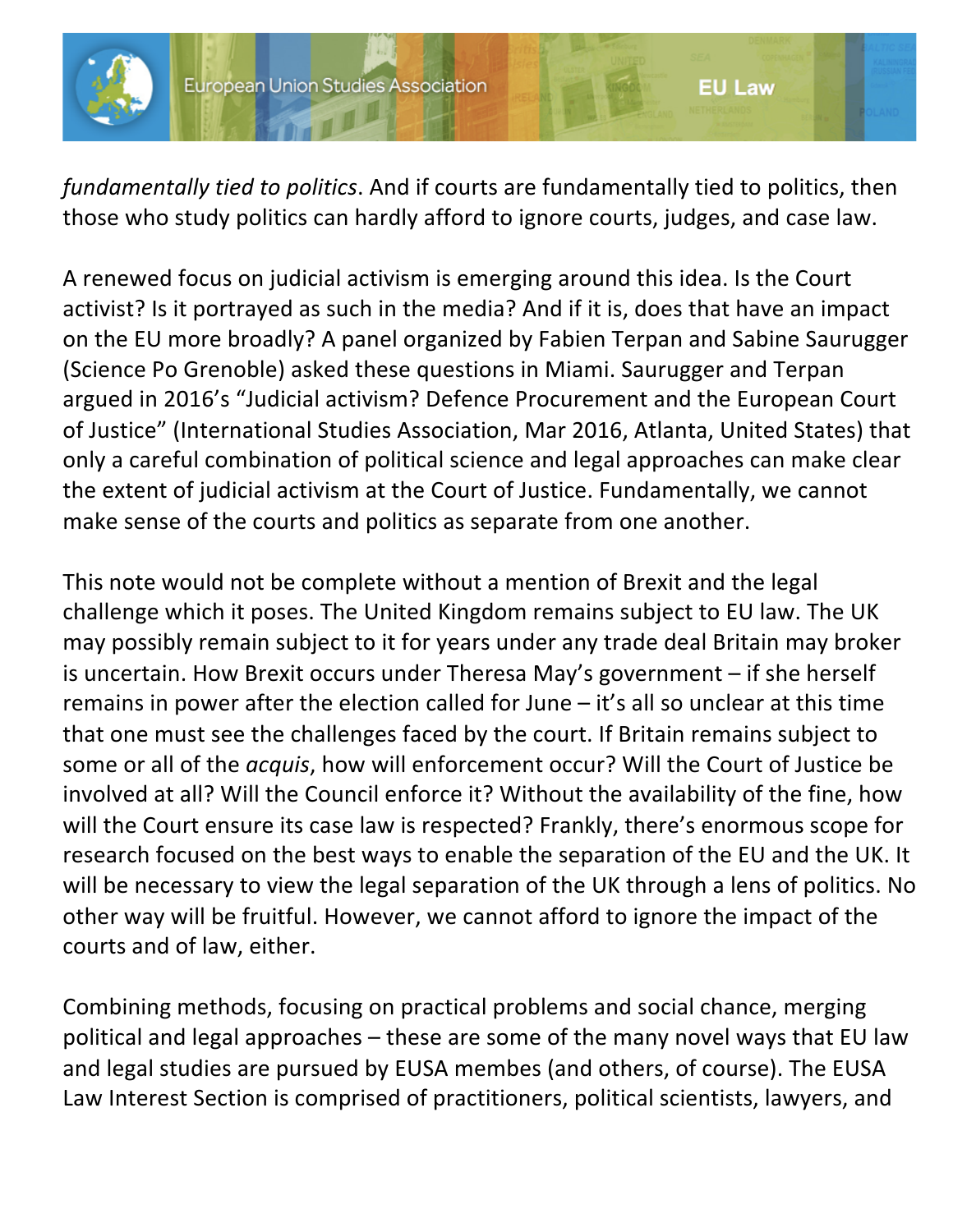*fundamentally tied to politics*. And if courts are fundamentally tied to politics, then those who study politics can hardly afford to ignore courts, judges, and case law.

A renewed focus on judicial activism is emerging around this idea. Is the Court activist? Is it portrayed as such in the media? And if it is, does that have an impact on the EU more broadly? A panel organized by Fabien Terpan and Sabine Saurugger (Science Po Grenoble) asked these questions in Miami. Saurugger and Terpan argued in 2016's "Judicial activism? Defence Procurement and the European Court of Justice" (International Studies Association, Mar 2016, Atlanta, United States) that only a careful combination of political science and legal approaches can make clear the extent of judicial activism at the Court of Justice. Fundamentally, we cannot make sense of the courts and politics as separate from one another.

This note would not be complete without a mention of Brexit and the legal challenge which it poses. The United Kingdom remains subject to EU law. The UK may possibly remain subject to it for years under any trade deal Britain may broker is uncertain. How Brexit occurs under Theresa May's government – if she herself remains in power after the election called for June – it's all so unclear at this time that one must see the challenges faced by the court. If Britain remains subject to some or all of the *acquis*, how will enforcement occur? Will the Court of Justice be involved at all? Will the Council enforce it? Without the availability of the fine, how will the Court ensure its case law is respected? Frankly, there's enormous scope for research focused on the best ways to enable the separation of the EU and the UK. It will be necessary to view the legal separation of the UK through a lens of politics. No other way will be fruitful. However, we cannot afford to ignore the impact of the courts and of law, either.

Combining methods, focusing on practical problems and social chance, merging political and legal approaches – these are some of the many novel ways that EU law and legal studies are pursued by EUSA membes (and others, of course). The EUSA Law Interest Section is comprised of practitioners, political scientists, lawyers, and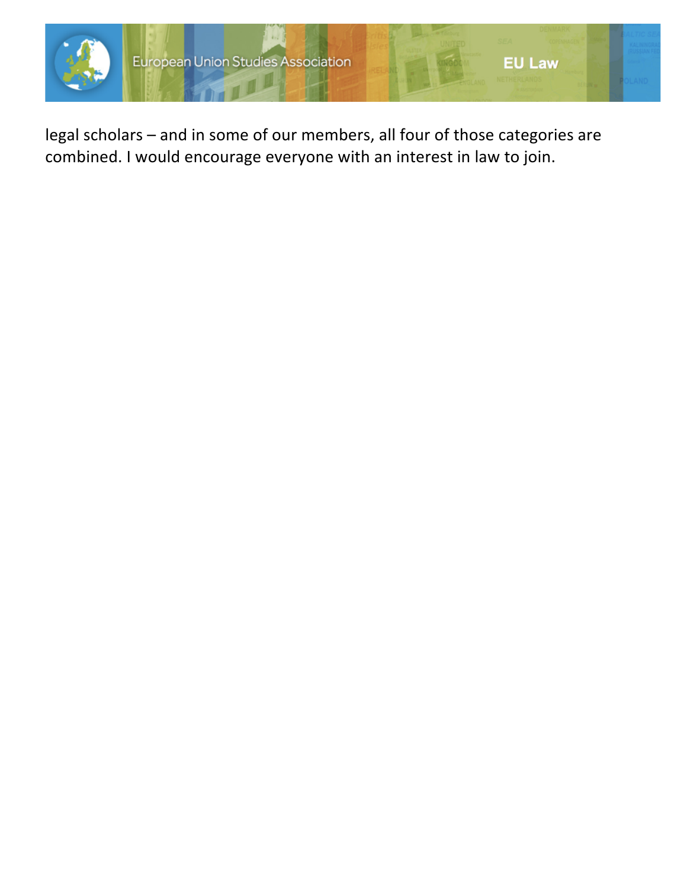legal scholars – and in some of our members, all four of those categories are combined. I would encourage everyone with an interest in law to join.